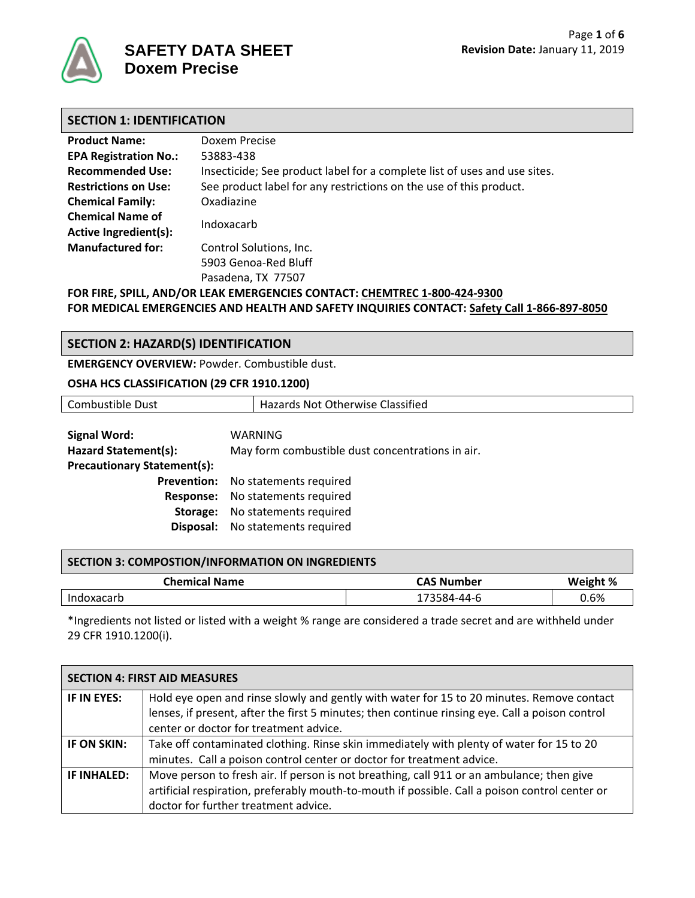# SAFETY DATA SHEET
## Doxem Precise

**Revision Date:** January 11, 2019

## SECTION 1: IDENTIFICATION

| | |
|---|---|
| **Product Name:** | Doxem Precise |
| **EPA Registration No.:** | 53883-438 |
| **Recommended Use:** | Insecticide; See product label for a complete list of uses and use sites. |
| **Restrictions on Use:** | See product label for any restrictions on the use of this product. |
| **Chemical Family:** | Oxadiazine |
| **Chemical Name of Active Ingredient(s):** | Indoxacarb |
| **Manufactured for:** | Control Solutions, Inc.<br>5903 Genoa-Red Bluff<br>Pasadena, TX 77507 |

**FOR FIRE, SPILL, AND/OR LEAK EMERGENCIES CONTACT: CHEMTREC 1-800-424-9300**

**FOR MEDICAL EMERGENCIES AND HEALTH AND SAFETY INQUIRIES CONTACT: Safety Call 1-866-897-8050**

## SECTION 2: HAZARD(S) IDENTIFICATION

**EMERGENCY OVERVIEW:** Powder. Combustible dust.

**OSHA HCS CLASSIFICATION (29 CFR 1910.1200)**

| | |
|---|---|
| Combustible Dust | Hazards Not Otherwise Classified |

**Signal Word:** WARNING

**Hazard Statement(s):** May form combustible dust concentrations in air.

**Precautionary Statement(s):**

- **Prevention:** No statements required
- **Response:** No statements required
- **Storage:** No statements required
- **Disposal:** No statements required

## SECTION 3: COMPOSTION/INFORMATION ON INGREDIENTS

| Chemical Name | CAS Number | Weight % |
|---|---|---|
| Indoxacarb | 173584-44-6 | 0.6% |

*Ingredients not listed or listed with a weight % range are considered a trade secret and are withheld under 29 CFR 1910.1200(i).

## SECTION 4: FIRST AID MEASURES

| | |
|---|---|
| **IF IN EYES:** | Hold eye open and rinse slowly and gently with water for 15 to 20 minutes. Remove contact lenses, if present, after the first 5 minutes; then continue rinsing eye. Call a poison control center or doctor for treatment advice. |
| **IF ON SKIN:** | Take off contaminated clothing. Rinse skin immediately with plenty of water for 15 to 20 minutes. Call a poison control center or doctor for treatment advice. |
| **IF INHALED:** | Move person to fresh air. If person is not breathing, call 911 or an ambulance; then give artificial respiration, preferably mouth-to-mouth if possible. Call a poison control center or doctor for further treatment advice. |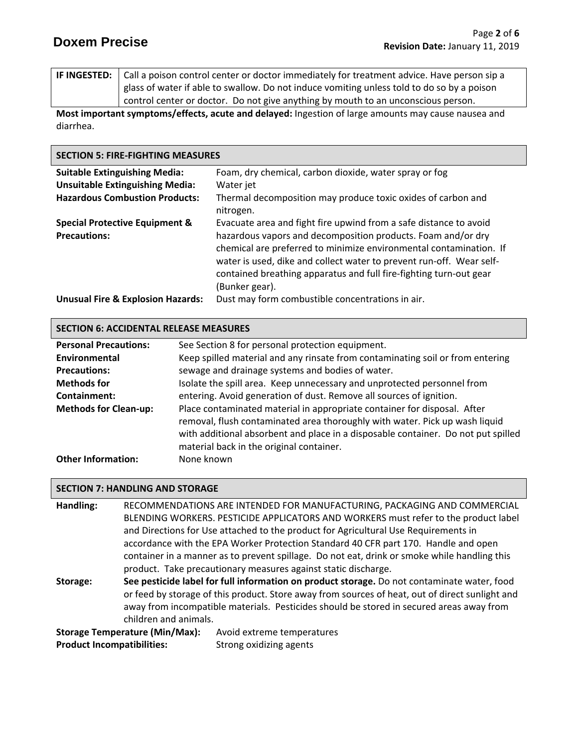| | |
|---|---|
| **IF INGESTED:** | Call a poison control center or doctor immediately for treatment advice. Have person sip a glass of water if able to swallow. Do not induce vomiting unless told to do so by a poison control center or doctor. Do not give anything by mouth to an unconscious person. |

**Most important symptoms/effects, acute and delayed:** Ingestion of large amounts may cause nausea and diarrhea.

## SECTION 5: FIRE-FIGHTING MEASURES

| | |
|---|---|
| **Suitable Extinguishing Media:** | Foam, dry chemical, carbon dioxide, water spray or fog |
| **Unsuitable Extinguishing Media:** | Water jet |
| **Hazardous Combustion Products:** | Thermal decomposition may produce toxic oxides of carbon and nitrogen. |
| **Special Protective Equipment & Precautions:** | Evacuate area and fight fire upwind from a safe distance to avoid hazardous vapors and decomposition products. Foam and/or dry chemical are preferred to minimize environmental contamination. If water is used, dike and collect water to prevent run-off. Wear self-contained breathing apparatus and full fire-fighting turn-out gear (Bunker gear). |
| **Unusual Fire & Explosion Hazards:** | Dust may form combustible concentrations in air. |

## SECTION 6: ACCIDENTAL RELEASE MEASURES

| | |
|---|---|
| **Personal Precautions:** | See Section 8 for personal protection equipment. |
| **Environmental Precautions:** | Keep spilled material and any rinsate from contaminating soil or from entering sewage and drainage systems and bodies of water. |
| **Methods for Containment:** | Isolate the spill area. Keep unnecessary and unprotected personnel from entering. Avoid generation of dust. Remove all sources of ignition. |
| **Methods for Clean-up:** | Place contaminated material in appropriate container for disposal. After removal, flush contaminated area thoroughly with water. Pick up wash liquid with additional absorbent and place in a disposable container. Do not put spilled material back in the original container. |
| **Other Information:** | None known |

## SECTION 7: HANDLING AND STORAGE

**Handling:** RECOMMENDATIONS ARE INTENDED FOR MANUFACTURING, PACKAGING AND COMMERCIAL BLENDING WORKERS. PESTICIDE APPLICATORS AND WORKERS must refer to the product label and Directions for Use attached to the product for Agricultural Use Requirements in accordance with the EPA Worker Protection Standard 40 CFR part 170. Handle and open container in a manner as to prevent spillage. Do not eat, drink or smoke while handling this product. Take precautionary measures against static discharge.

**Storage:** **See pesticide label for full information on product storage.** Do not contaminate water, food or feed by storage of this product. Store away from sources of heat, out of direct sunlight and away from incompatible materials. Pesticides should be stored in secured areas away from children and animals.

| | |
|---|---|
| **Storage Temperature (Min/Max):** | Avoid extreme temperatures |
| **Product Incompatibilities:** | Strong oxidizing agents |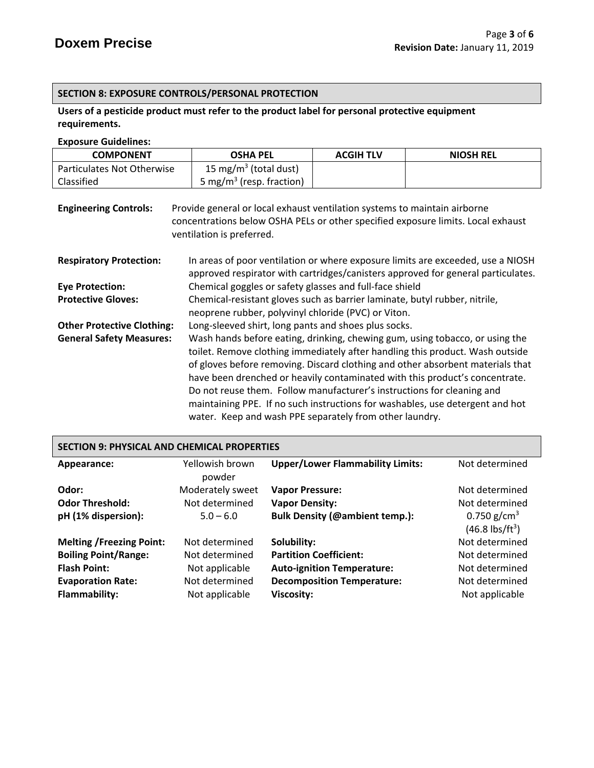## SECTION 8: EXPOSURE CONTROLS/PERSONAL PROTECTION

**Users of a pesticide product must refer to the product label for personal protective equipment requirements.**

**Exposure Guidelines:**

| COMPONENT | OSHA PEL | ACGIH TLV | NIOSH REL |
|---|---|---|---|
| Particulates Not Otherwise Classified | 15 mg/m$^3$ (total dust)<br>5 mg/m$^3$ (resp. fraction) | | |

**Engineering Controls:** Provide general or local exhaust ventilation systems to maintain airborne concentrations below OSHA PELs or other specified exposure limits. Local exhaust ventilation is preferred.

**Respiratory Protection:** In areas of poor ventilation or where exposure limits are exceeded, use a NIOSH approved respirator with cartridges/canisters approved for general particulates.

**Eye Protection:** Chemical goggles or safety glasses and full-face shield

**Protective Gloves:** Chemical-resistant gloves such as barrier laminate, butyl rubber, nitrile, neoprene rubber, polyvinyl chloride (PVC) or Viton.

**Other Protective Clothing:** Long-sleeved shirt, long pants and shoes plus socks.

**General Safety Measures:** Wash hands before eating, drinking, chewing gum, using tobacco, or using the toilet. Remove clothing immediately after handling this product. Wash outside of gloves before removing. Discard clothing and other absorbent materials that have been drenched or heavily contaminated with this product's concentrate. Do not reuse them. Follow manufacturer's instructions for cleaning and maintaining PPE. If no such instructions for washables, use detergent and hot water. Keep and wash PPE separately from other laundry.

## SECTION 9: PHYSICAL AND CHEMICAL PROPERTIES

| | | | |
|---|---|---|---|
| **Appearance:** | Yellowish brown powder | **Upper/Lower Flammability Limits:** | Not determined |
| **Odor:** | Moderately sweet | **Vapor Pressure:** | Not determined |
| **Odor Threshold:** | Not determined | **Vapor Density:** | Not determined |
| **pH (1% dispersion):** | 5.0 – 6.0 | **Bulk Density (@ambient temp.):** | 0.750 g/cm$^3$ (46.8 lbs/ft$^3$) |
| **Melting /Freezing Point:** | Not determined | **Solubility:** | Not determined |
| **Boiling Point/Range:** | Not determined | **Partition Coefficient:** | Not determined |
| **Flash Point:** | Not applicable | **Auto-ignition Temperature:** | Not determined |
| **Evaporation Rate:** | Not determined | **Decomposition Temperature:** | Not determined |
| **Flammability:** | Not applicable | **Viscosity:** | Not applicable |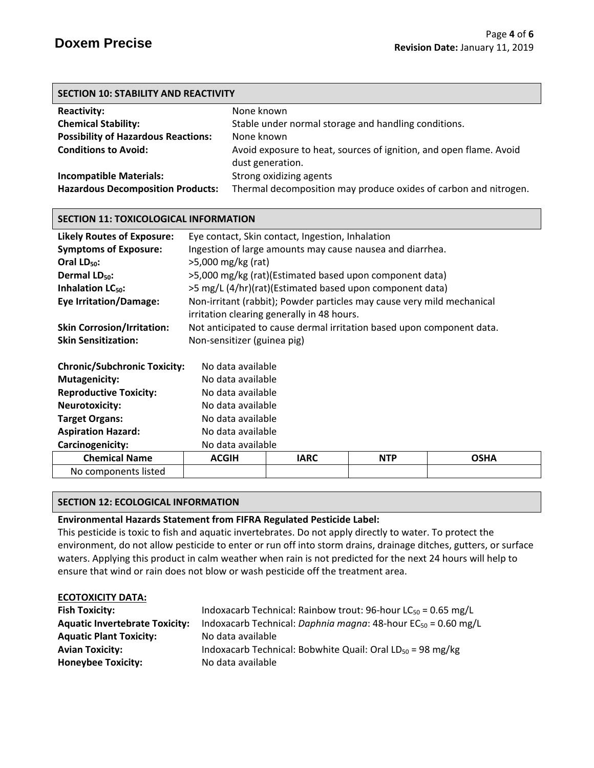## SECTION 10: STABILITY AND REACTIVITY

| | |
|---|---|
| **Reactivity:** | None known |
| **Chemical Stability:** | Stable under normal storage and handling conditions. |
| **Possibility of Hazardous Reactions:** | None known |
| **Conditions to Avoid:** | Avoid exposure to heat, sources of ignition, and open flame. Avoid dust generation. |
| **Incompatible Materials:** | Strong oxidizing agents |
| **Hazardous Decomposition Products:** | Thermal decomposition may produce oxides of carbon and nitrogen. |

## SECTION 11: TOXICOLOGICAL INFORMATION

| | |
|---|---|
| **Likely Routes of Exposure:** | Eye contact, Skin contact, Ingestion, Inhalation |
| **Symptoms of Exposure:** | Ingestion of large amounts may cause nausea and diarrhea. |
| **Oral $LD_{50}$:** | >5,000 mg/kg (rat) |
| **Dermal $LD_{50}$:** | >5,000 mg/kg (rat)(Estimated based upon component data) |
| **Inhalation $LC_{50}$:** | >5 mg/L (4/hr)(rat)(Estimated based upon component data) |
| **Eye Irritation/Damage:** | Non-irritant (rabbit); Powder particles may cause very mild mechanical irritation clearing generally in 48 hours. |
| **Skin Corrosion/Irritation:** | Not anticipated to cause dermal irritation based upon component data. |
| **Skin Sensitization:** | Non-sensitizer (guinea pig) |

| | |
|---|---|
| **Chronic/Subchronic Toxicity:** | No data available |
| **Mutagenicity:** | No data available |
| **Reproductive Toxicity:** | No data available |
| **Neurotoxicity:** | No data available |
| **Target Organs:** | No data available |
| **Aspiration Hazard:** | No data available |
| **Carcinogenicity:** | No data available |

| Chemical Name | ACGIH | IARC | NTP | OSHA |
|---|---|---|---|---|
| No components listed | | | | |

## SECTION 12: ECOLOGICAL INFORMATION

**Environmental Hazards Statement from FIFRA Regulated Pesticide Label:**

This pesticide is toxic to fish and aquatic invertebrates. Do not apply directly to water. To protect the environment, do not allow pesticide to enter or run off into storm drains, drainage ditches, gutters, or surface waters. Applying this product in calm weather when rain is not predicted for the next 24 hours will help to ensure that wind or rain does not blow or wash pesticide off the treatment area.

**ECOTOXICITY DATA:**

| | |
|---|---|
| **Fish Toxicity:** | Indoxacarb Technical: Rainbow trout: 96-hour $LC_{50}$ = 0.65 mg/L |
| **Aquatic Invertebrate Toxicity:** | Indoxacarb Technical: *Daphnia magna*: 48-hour $EC_{50}$ = 0.60 mg/L |
| **Aquatic Plant Toxicity:** | No data available |
| **Avian Toxicity:** | Indoxacarb Technical: Bobwhite Quail: Oral $LD_{50}$ = 98 mg/kg |
| **Honeybee Toxicity:** | No data available |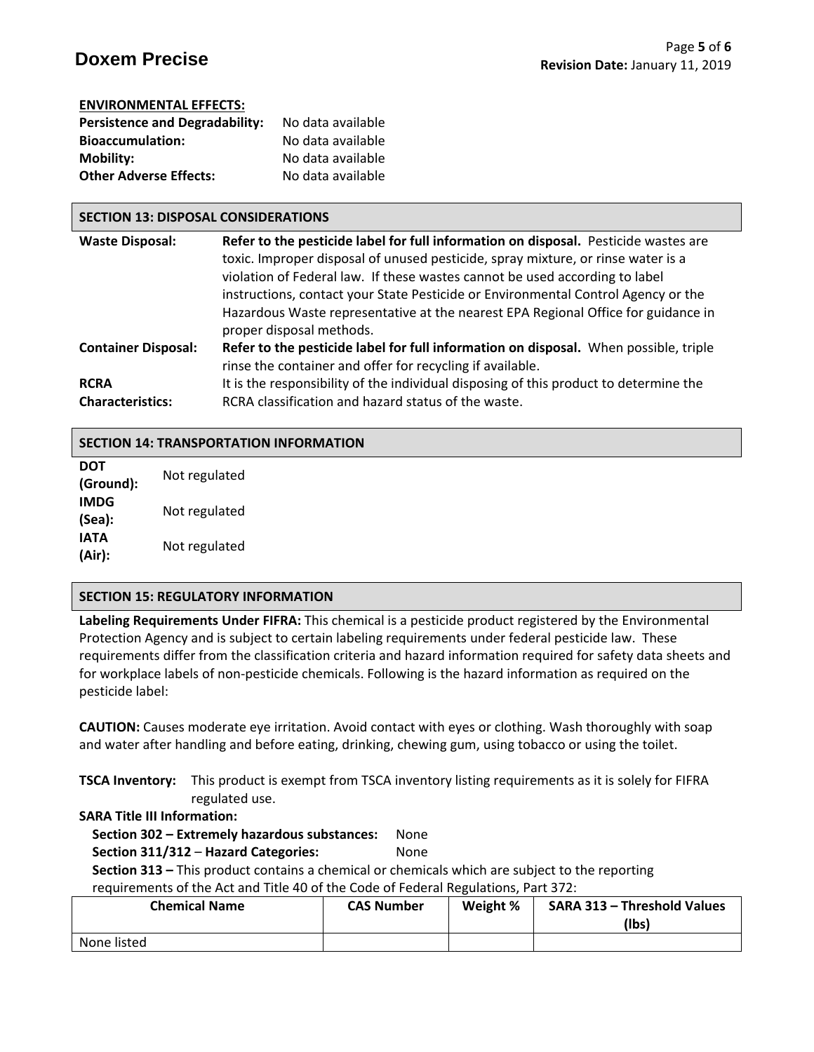**ENVIRONMENTAL EFFECTS:**

| | |
|---|---|
| **Persistence and Degradability:** | No data available |
| **Bioaccumulation:** | No data available |
| **Mobility:** | No data available |
| **Other Adverse Effects:** | No data available |

## SECTION 13: DISPOSAL CONSIDERATIONS

| | |
|---|---|
| **Waste Disposal:** | **Refer to the pesticide label for full information on disposal.** Pesticide wastes are toxic. Improper disposal of unused pesticide, spray mixture, or rinse water is a violation of Federal law. If these wastes cannot be used according to label instructions, contact your State Pesticide or Environmental Control Agency or the Hazardous Waste representative at the nearest EPA Regional Office for guidance in proper disposal methods. |
| **Container Disposal:** | **Refer to the pesticide label for full information on disposal.** When possible, triple rinse the container and offer for recycling if available. |
| **RCRA Characteristics:** | It is the responsibility of the individual disposing of this product to determine the RCRA classification and hazard status of the waste. |

## SECTION 14: TRANSPORTATION INFORMATION

| | |
|---|---|
| **DOT (Ground):** | Not regulated |
| **IMDG (Sea):** | Not regulated |
| **IATA (Air):** | Not regulated |

## SECTION 15: REGULATORY INFORMATION

**Labeling Requirements Under FIFRA:** This chemical is a pesticide product registered by the Environmental Protection Agency and is subject to certain labeling requirements under federal pesticide law. These requirements differ from the classification criteria and hazard information required for safety data sheets and for workplace labels of non-pesticide chemicals. Following is the hazard information as required on the pesticide label:

**CAUTION:** Causes moderate eye irritation. Avoid contact with eyes or clothing. Wash thoroughly with soap and water after handling and before eating, drinking, chewing gum, using tobacco or using the toilet.

**TSCA Inventory:** This product is exempt from TSCA inventory listing requirements as it is solely for FIFRA regulated use.

**SARA Title III Information:**

**Section 302 – Extremely hazardous substances:** None

**Section 311/312 – Hazard Categories:** None

**Section 313 –** This product contains a chemical or chemicals which are subject to the reporting requirements of the Act and Title 40 of the Code of Federal Regulations, Part 372:

| Chemical Name | CAS Number | Weight % | SARA 313 – Threshold Values (lbs) |
|---|---|---|---|
| None listed | | | |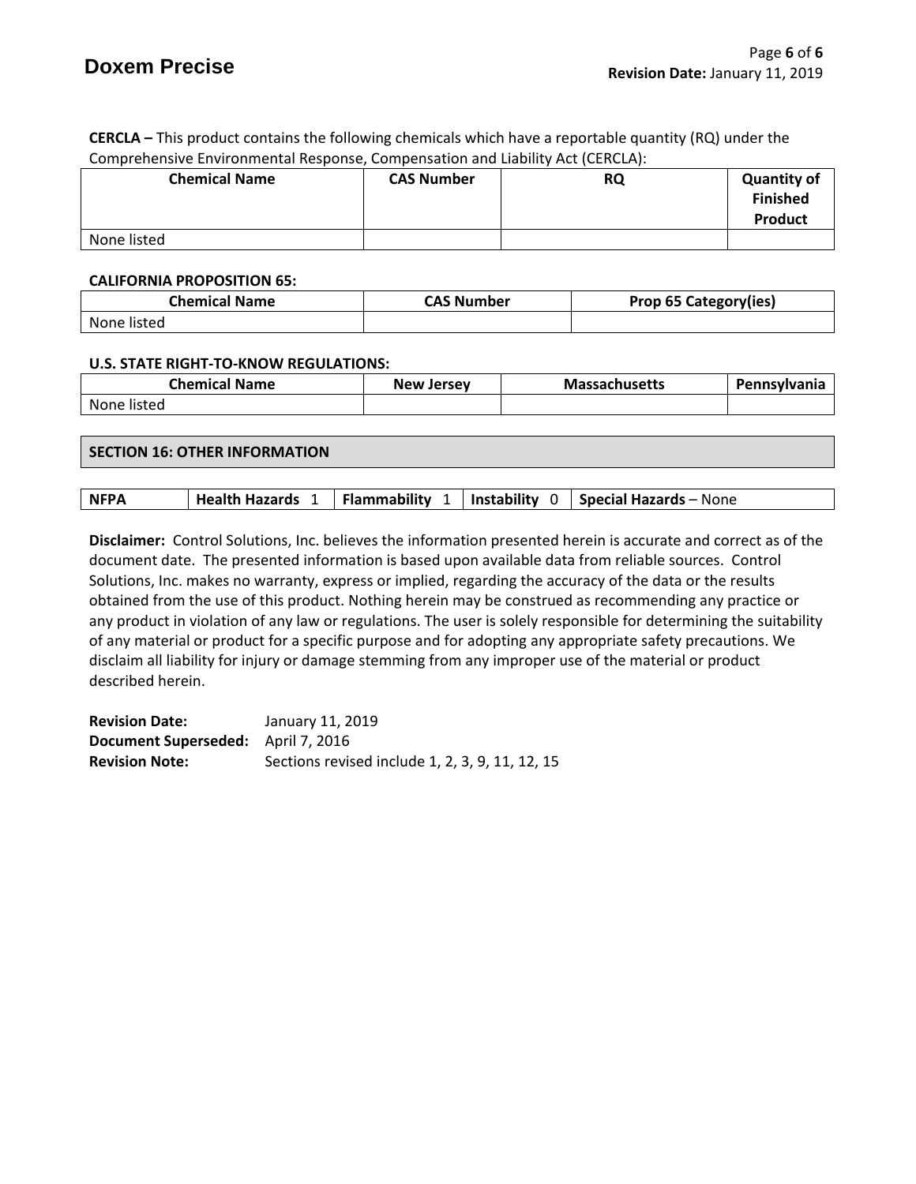**CERCLA –** This product contains the following chemicals which have a reportable quantity (RQ) under the Comprehensive Environmental Response, Compensation and Liability Act (CERCLA):

| Chemical Name | CAS Number | RQ | Quantity of Finished Product |
|---|---|---|---|
| None listed | | | |

**CALIFORNIA PROPOSITION 65:**

| Chemical Name | CAS Number | Prop 65 Category(ies) |
|---|---|---|
| None listed | | |

**U.S. STATE RIGHT-TO-KNOW REGULATIONS:**

| Chemical Name | New Jersey | Massachusetts | Pennsylvania |
|---|---|---|---|
| None listed | | | |

## SECTION 16: OTHER INFORMATION

| | | | | |
|---|---|---|---|---|
| **NFPA** | **Health Hazards** 1 | **Flammability** 1 | **Instability** 0 | **Special Hazards** – None |

**Disclaimer:** Control Solutions, Inc. believes the information presented herein is accurate and correct as of the document date. The presented information is based upon available data from reliable sources. Control Solutions, Inc. makes no warranty, express or implied, regarding the accuracy of the data or the results obtained from the use of this product. Nothing herein may be construed as recommending any practice or any product in violation of any law or regulations. The user is solely responsible for determining the suitability of any material or product for a specific purpose and for adopting any appropriate safety precautions. We disclaim all liability for injury or damage stemming from any improper use of the material or product described herein.

**Revision Date:** January 11, 2019
**Document Superseded:** April 7, 2016
**Revision Note:** Sections revised include 1, 2, 3, 9, 11, 12, 15